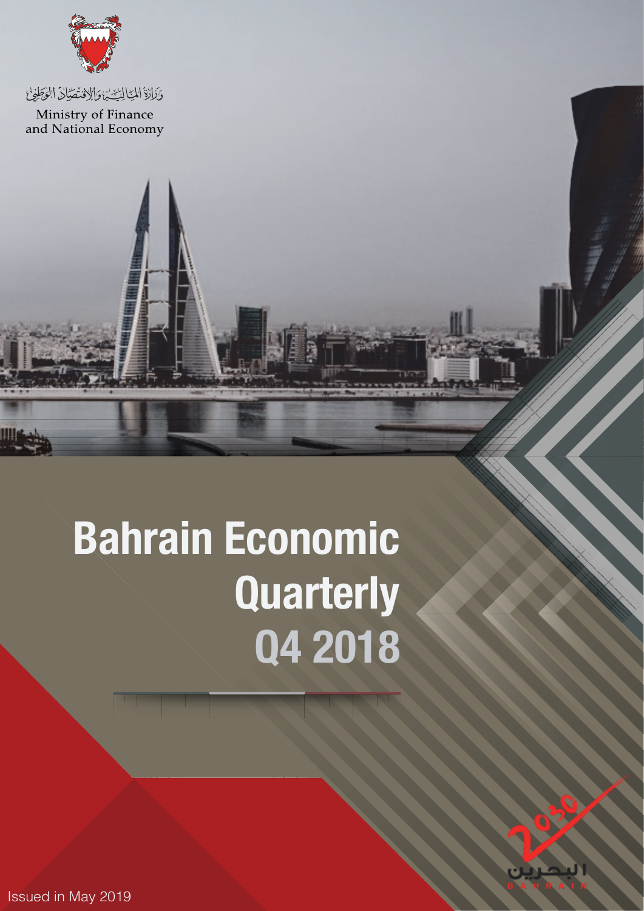وزارة المالية والاقتصاد الوطني

Ministry of Finance and National Economy

# Bahrain Economic Quarterly Q4 2018

Issued in May 2019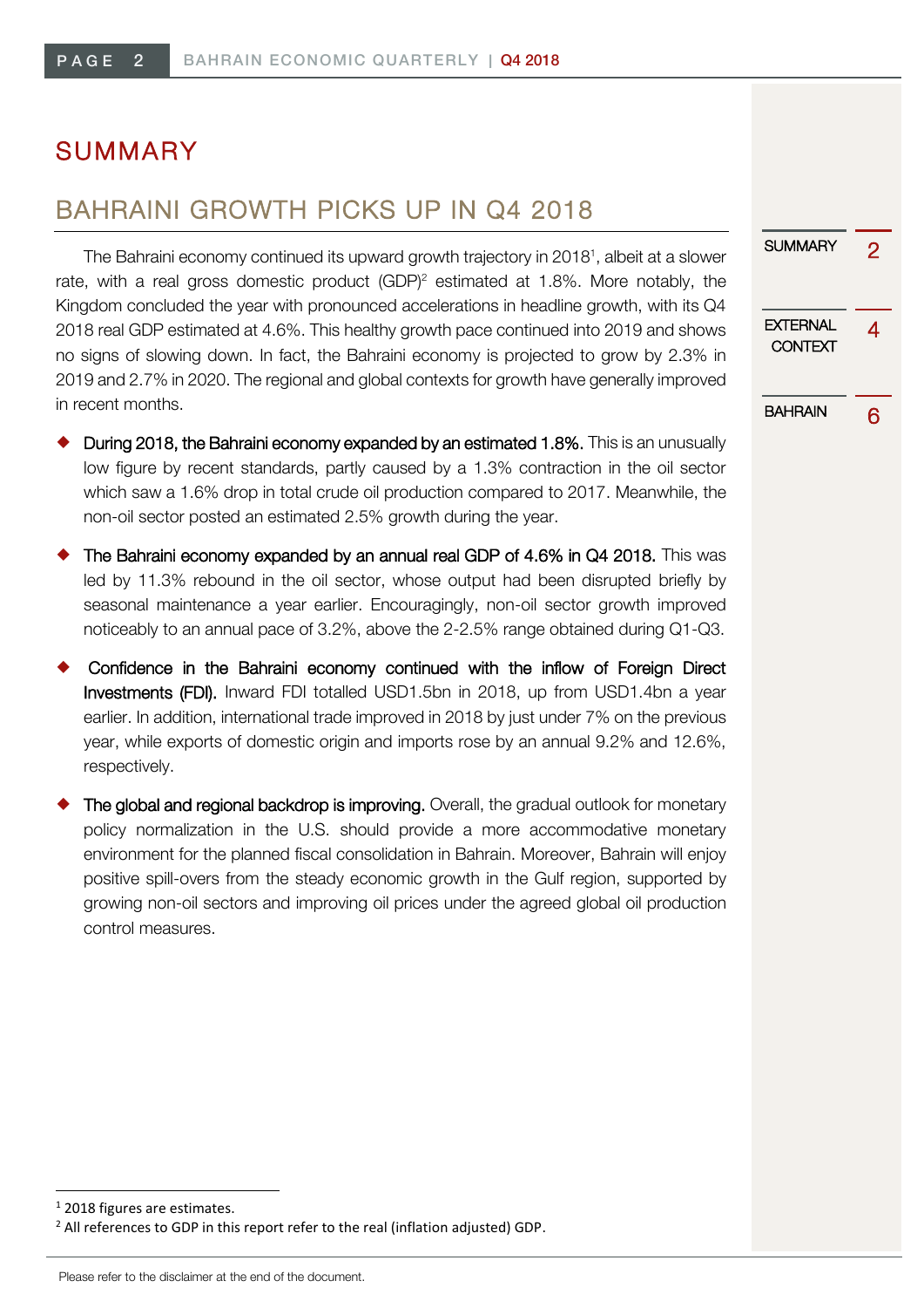# SUMMARY

## BAHRAINI GROWTH PICKS UP IN Q4 2018

The Bahraini economy continued its upward growth trajectory in 2018[1], albeit at a slower rate, with a real gross domestic product (GDP)[2] estimated at 1.8%. More notably, the Kingdom concluded the year with pronounced accelerations in headline growth, with its Q4 2018 real GDP estimated at 4.6%. This healthy growth pace continued into 2019 and shows no signs of slowing down. In fact, the Bahraini economy is projected to grow by 2.3% in 2019 and 2.7% in 2020. The regional and global contexts for growth have generally improved in recent months.

- **During 2018, the Bahraini economy expanded by an estimated 1.8%.** This is an unusually low figure by recent standards, partly caused by a 1.3% contraction in the oil sector which saw a 1.6% drop in total crude oil production compared to 2017. Meanwhile, the non-oil sector posted an estimated 2.5% growth during the year.

- **The Bahraini economy expanded by an annual real GDP of 4.6% in Q4 2018.** This was led by 11.3% rebound in the oil sector, whose output had been disrupted briefly by seasonal maintenance a year earlier. Encouragingly, non-oil sector growth improved noticeably to an annual pace of 3.2%, above the 2-2.5% range obtained during Q1-Q3.

- **Confidence in the Bahraini economy continued with the inflow of Foreign Direct Investments (FDI).** Inward FDI totalled USD1.5bn in 2018, up from USD1.4bn a year earlier. In addition, international trade improved in 2018 by just under 7% on the previous year, while exports of domestic origin and imports rose by an annual 9.2% and 12.6%, respectively.

- **The global and regional backdrop is improving.** Overall, the gradual outlook for monetary policy normalization in the U.S. should provide a more accommodative monetary environment for the planned fiscal consolidation in Bahrain. Moreover, Bahrain will enjoy positive spill-overs from the steady economic growth in the Gulf region, supported by growing non-oil sectors and improving oil prices under the agreed global oil production control measures.

---

[1] 2018 figures are estimates.

[2] All references to GDP in this report refer to the real (inflation adjusted) GDP.

Please refer to the disclaimer at the end of the document.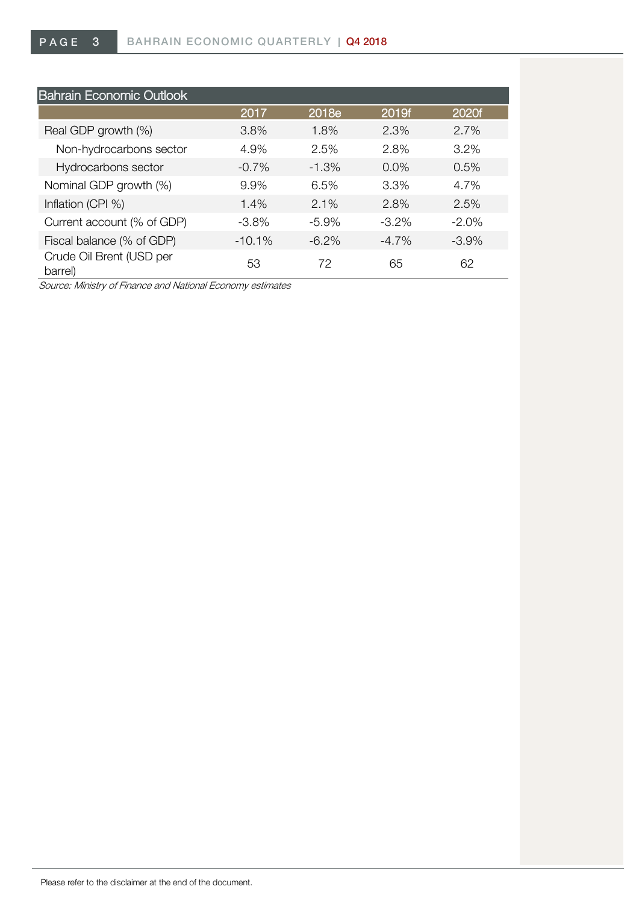**Bahrain Economic Outlook**

| | 2017 | 2018e | 2019f | 2020f |
|---|---|---|---|---|
| Real GDP growth (%) | 3.8% | 1.8% | 2.3% | 2.7% |
| Non-hydrocarbons sector | 4.9% | 2.5% | 2.8% | 3.2% |
| Hydrocarbons sector | -0.7% | -1.3% | 0.0% | 0.5% |
| Nominal GDP growth (%) | 9.9% | 6.5% | 3.3% | 4.7% |
| Inflation (CPI %) | 1.4% | 2.1% | 2.8% | 2.5% |
| Current account (% of GDP) | -3.8% | -5.9% | -3.2% | -2.0% |
| Fiscal balance (% of GDP) | -10.1% | -6.2% | -4.7% | -3.9% |
| Crude Oil Brent (USD per barrel) | 53 | 72 | 65 | 62 |

*Source: Ministry of Finance and National Economy estimates*

Please refer to the disclaimer at the end of the document.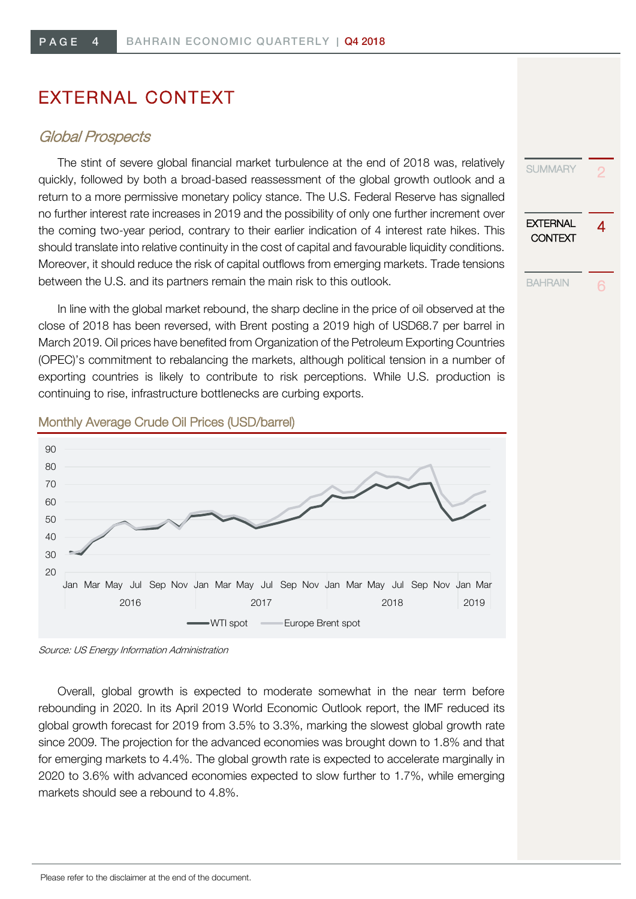# EXTERNAL CONTEXT

## *Global Prospects*

The stint of severe global financial market turbulence at the end of 2018 was, relatively quickly, followed by both a broad-based reassessment of the global growth outlook and a return to a more permissive monetary policy stance. The U.S. Federal Reserve has signalled no further interest rate increases in 2019 and the possibility of only one further increment over the coming two-year period, contrary to their earlier indication of 4 interest rate hikes. This should translate into relative continuity in the cost of capital and favourable liquidity conditions. Moreover, it should reduce the risk of capital outflows from emerging markets. Trade tensions between the U.S. and its partners remain the main risk to this outlook.

In line with the global market rebound, the sharp decline in the price of oil observed at the close of 2018 has been reversed, with Brent posting a 2019 high of USD68.7 per barrel in March 2019. Oil prices have benefited from Organization of the Petroleum Exporting Countries (OPEC)'s commitment to rebalancing the markets, although political tension in a number of exporting countries is likely to contribute to risk perceptions. While U.S. production is continuing to rise, infrastructure bottlenecks are curbing exports.

**Monthly Average Crude Oil Prices (USD/barrel)**

*Source: US Energy Information Administration*

Overall, global growth is expected to moderate somewhat in the near term before rebounding in 2020. In its April 2019 World Economic Outlook report, the IMF reduced its global growth forecast for 2019 from 3.5% to 3.3%, marking the slowest global growth rate since 2009. The projection for the advanced economies was brought down to 1.8% and that for emerging markets to 4.4%. The global growth rate is expected to accelerate marginally in 2020 to 3.6% with advanced economies expected to slow further to 1.7%, while emerging markets should see a rebound to 4.8%.

Please refer to the disclaimer at the end of the document.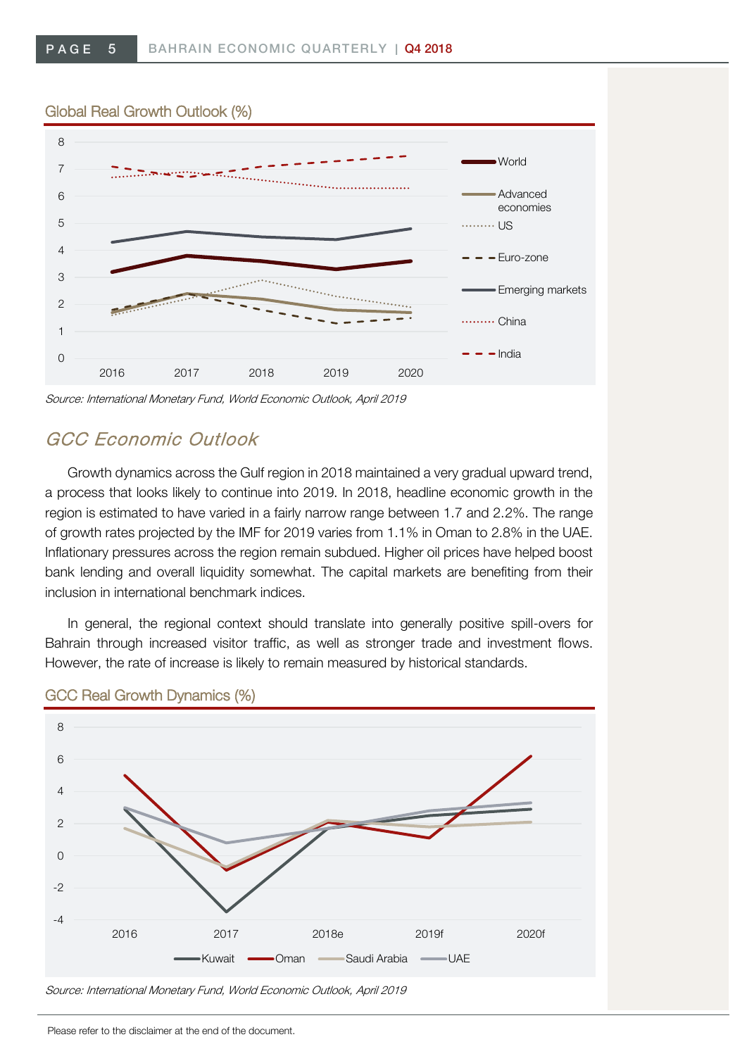### Global Real Growth Outlook (%)

Source: International Monetary Fund, World Economic Outlook, April 2019

## GCC Economic Outlook

Growth dynamics across the Gulf region in 2018 maintained a very gradual upward trend, a process that looks likely to continue into 2019. In 2018, headline economic growth in the region is estimated to have varied in a fairly narrow range between 1.7 and 2.2%. The range of growth rates projected by the IMF for 2019 varies from 1.1% in Oman to 2.8% in the UAE. Inflationary pressures across the region remain subdued. Higher oil prices have helped boost bank lending and overall liquidity somewhat. The capital markets are benefiting from their inclusion in international benchmark indices.

In general, the regional context should translate into generally positive spill-overs for Bahrain through increased visitor traffic, as well as stronger trade and investment flows. However, the rate of increase is likely to remain measured by historical standards.

### GCC Real Growth Dynamics (%)

Source: International Monetary Fund, World Economic Outlook, April 2019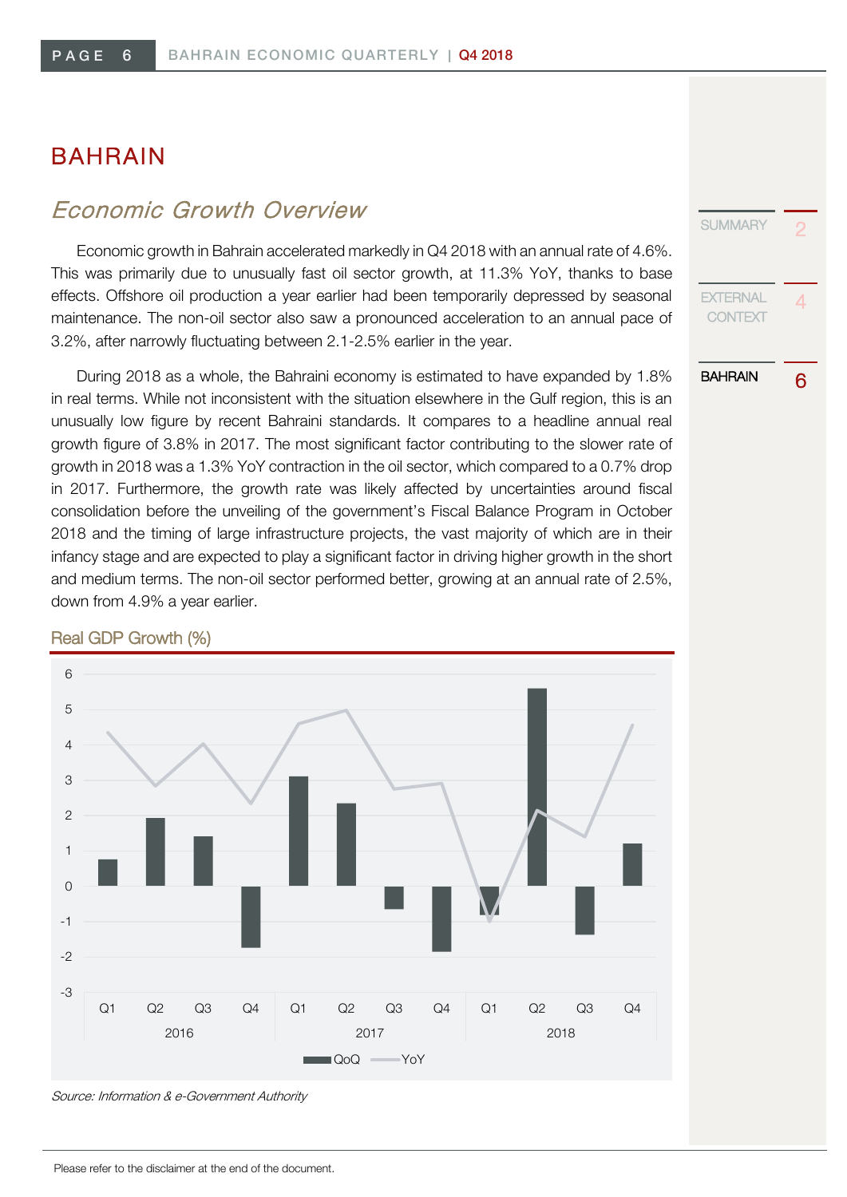# BAHRAIN

## *Economic Growth Overview*

Economic growth in Bahrain accelerated markedly in Q4 2018 with an annual rate of 4.6%. This was primarily due to unusually fast oil sector growth, at 11.3% YoY, thanks to base effects. Offshore oil production a year earlier had been temporarily depressed by seasonal maintenance. The non-oil sector also saw a pronounced acceleration to an annual pace of 3.2%, after narrowly fluctuating between 2.1-2.5% earlier in the year.

During 2018 as a whole, the Bahraini economy is estimated to have expanded by 1.8% in real terms. While not inconsistent with the situation elsewhere in the Gulf region, this is an unusually low figure by recent Bahraini standards. It compares to a headline annual real growth figure of 3.8% in 2017. The most significant factor contributing to the slower rate of growth in 2018 was a 1.3% YoY contraction in the oil sector, which compared to a 0.7% drop in 2017. Furthermore, the growth rate was likely affected by uncertainties around fiscal consolidation before the unveiling of the government's Fiscal Balance Program in October 2018 and the timing of large infrastructure projects, the vast majority of which are in their infancy stage and are expected to play a significant factor in driving higher growth in the short and medium terms. The non-oil sector performed better, growing at an annual rate of 2.5%, down from 4.9% a year earlier.

**Real GDP Growth (%)**

*Source: Information & e-Government Authority*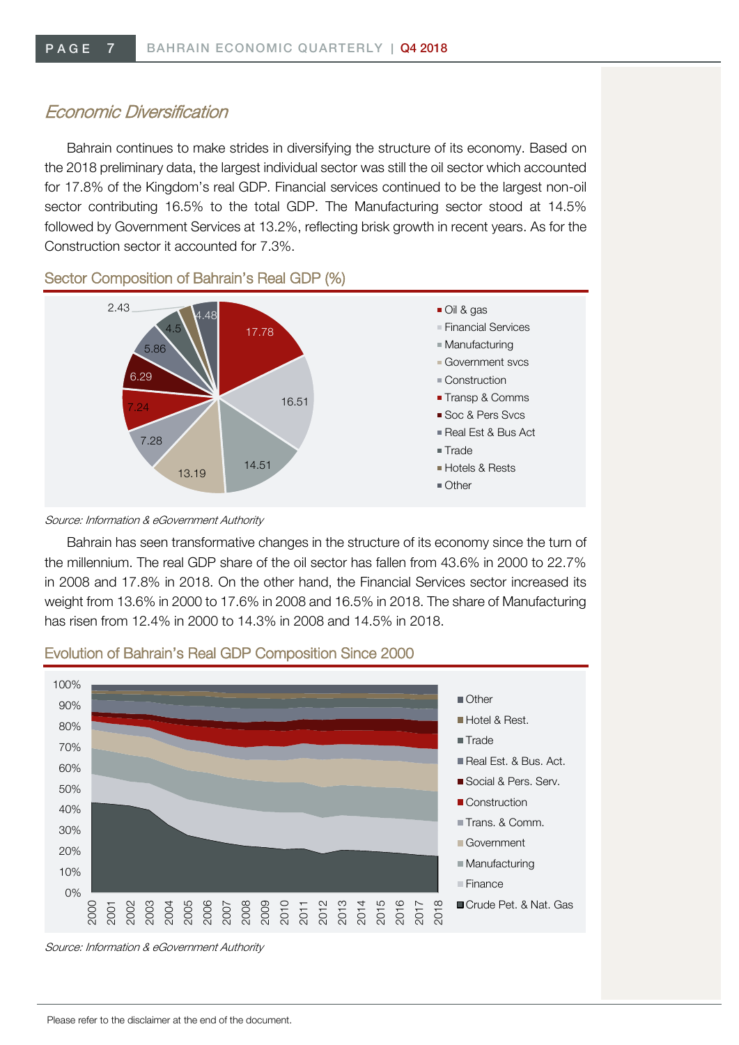## Economic Diversification

Bahrain continues to make strides in diversifying the structure of its economy. Based on the 2018 preliminary data, the largest individual sector was still the oil sector which accounted for 17.8% of the Kingdom's real GDP. Financial services continued to be the largest non-oil sector contributing 16.5% to the total GDP. The Manufacturing sector stood at 14.5% followed by Government Services at 13.2%, reflecting brisk growth in recent years. As for the Construction sector it accounted for 7.3%.

### Sector Composition of Bahrain's Real GDP (%)

| Sector | Share (%) |
|---|---|
| Oil & gas | 17.78 |
| Financial Services | 16.51 |
| Manufacturing | 14.51 |
| Government svcs | 13.19 |
| Construction | 7.28 |
| Transp & Comms | 7.24 |
| Soc & Pers Svcs | 6.29 |
| Real Est & Bus Act | 5.86 |
| Trade | 4.5 |
| Hotels & Rests | 2.43 |
| Other | 4.48 |

*Source: Information & eGovernment Authority*

Bahrain has seen transformative changes in the structure of its economy since the turn of the millennium. The real GDP share of the oil sector has fallen from 43.6% in 2000 to 22.7% in 2008 and 17.8% in 2018. On the other hand, the Financial Services sector increased its weight from 13.6% in 2000 to 17.6% in 2008 and 16.5% in 2018. The share of Manufacturing has risen from 12.4% in 2000 to 14.3% in 2008 and 14.5% in 2018.

### Evolution of Bahrain's Real GDP Composition Since 2000

*Source: Information & eGovernment Authority*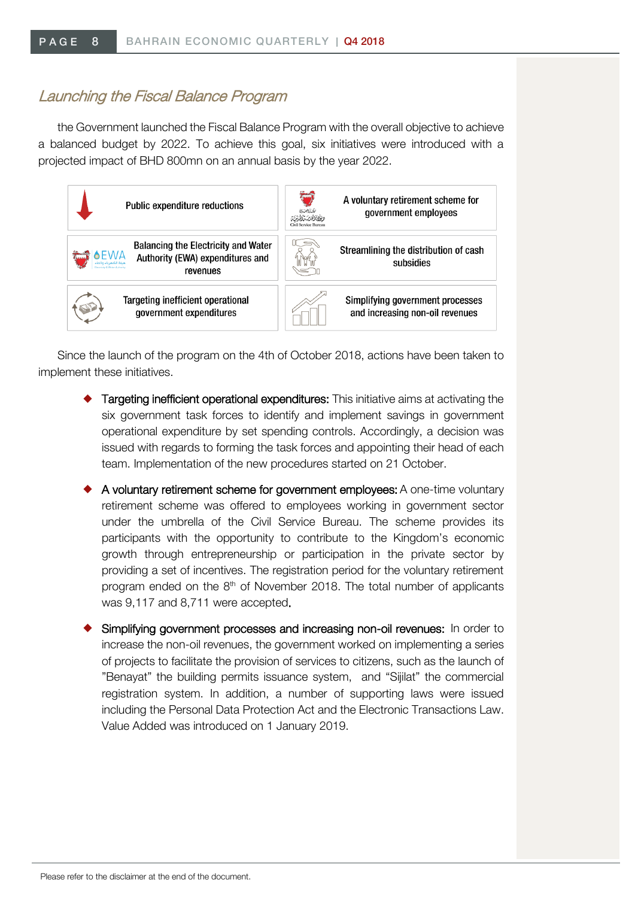## *Launching the Fiscal Balance Program*

the Government launched the Fiscal Balance Program with the overall objective to achieve a balanced budget by 2022. To achieve this goal, six initiatives were introduced with a projected impact of BHD 800mn on an annual basis by the year 2022.

| | |
|---|---|
| Public expenditure reductions | A voluntary retirement scheme for government employees |
| Balancing the Electricity and Water Authority (EWA) expenditures and revenues | Streamlining the distribution of cash subsidies |
| Targeting inefficient operational government expenditures | Simplifying government processes and increasing non-oil revenues |

Since the launch of the program on the 4th of October 2018, actions have been taken to implement these initiatives.

- **Targeting inefficient operational expenditures:** This initiative aims at activating the six government task forces to identify and implement savings in government operational expenditure by set spending controls. Accordingly, a decision was issued with regards to forming the task forces and appointing their head of each team. Implementation of the new procedures started on 21 October.
- **A voluntary retirement scheme for government employees:** A one-time voluntary retirement scheme was offered to employees working in government sector under the umbrella of the Civil Service Bureau. The scheme provides its participants with the opportunity to contribute to the Kingdom's economic growth through entrepreneurship or participation in the private sector by providing a set of incentives. The registration period for the voluntary retirement program ended on the 8th of November 2018. The total number of applicants was 9,117 and 8,711 were accepted.
- **Simplifying government processes and increasing non-oil revenues:** In order to increase the non-oil revenues, the government worked on implementing a series of projects to facilitate the provision of services to citizens, such as the launch of "Benayat" the building permits issuance system, and "Sijilat" the commercial registration system. In addition, a number of supporting laws were issued including the Personal Data Protection Act and the Electronic Transactions Law. Value Added was introduced on 1 January 2019.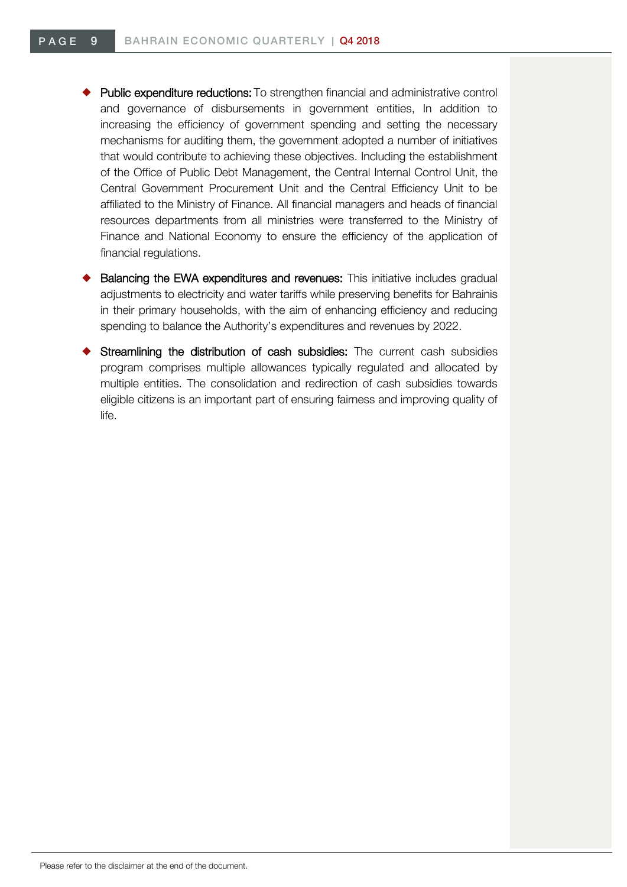- **Public expenditure reductions:** To strengthen financial and administrative control and governance of disbursements in government entities, In addition to increasing the efficiency of government spending and setting the necessary mechanisms for auditing them, the government adopted a number of initiatives that would contribute to achieving these objectives. Including the establishment of the Office of Public Debt Management, the Central Internal Control Unit, the Central Government Procurement Unit and the Central Efficiency Unit to be affiliated to the Ministry of Finance. All financial managers and heads of financial resources departments from all ministries were transferred to the Ministry of Finance and National Economy to ensure the efficiency of the application of financial regulations.

- **Balancing the EWA expenditures and revenues:** This initiative includes gradual adjustments to electricity and water tariffs while preserving benefits for Bahrainis in their primary households, with the aim of enhancing efficiency and reducing spending to balance the Authority's expenditures and revenues by 2022.

- **Streamlining the distribution of cash subsidies:** The current cash subsidies program comprises multiple allowances typically regulated and allocated by multiple entities. The consolidation and redirection of cash subsidies towards eligible citizens is an important part of ensuring fairness and improving quality of life.

Please refer to the disclaimer at the end of the document.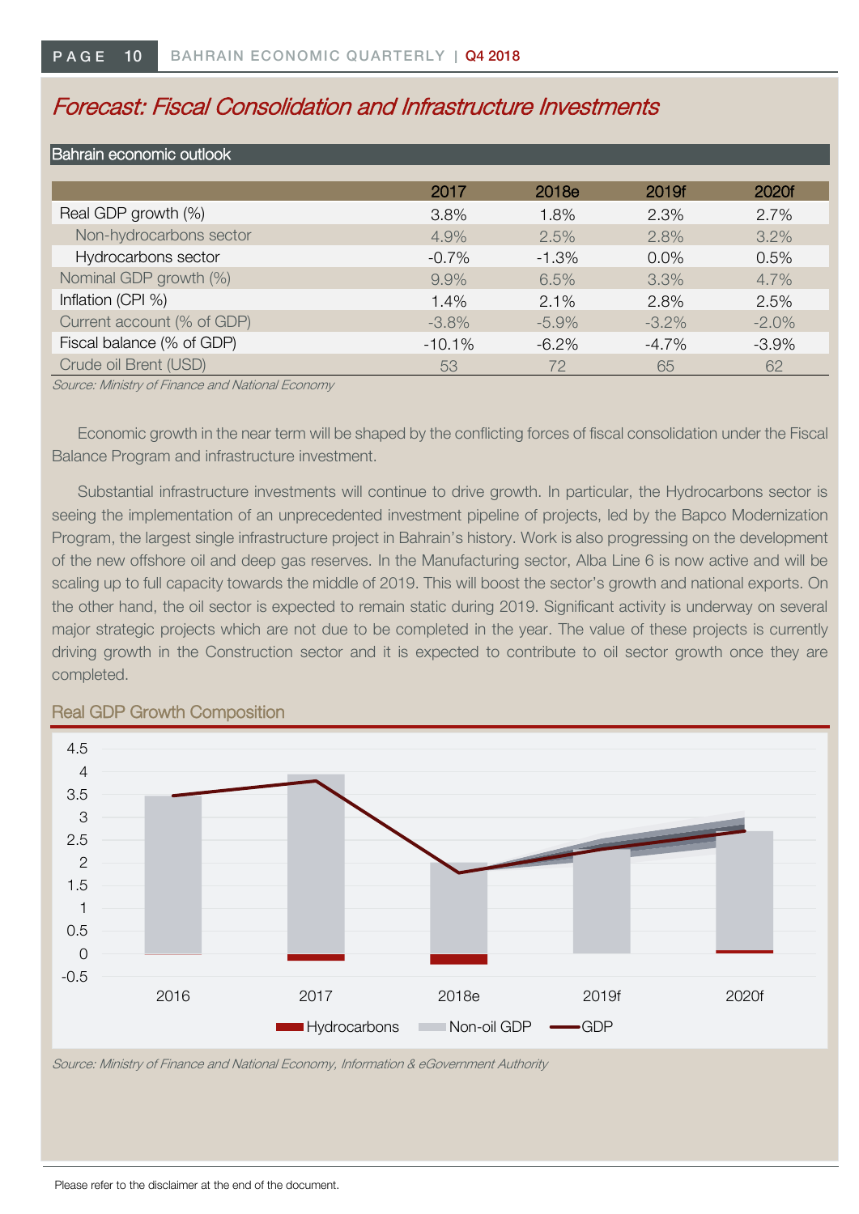## Forecast: Fiscal Consolidation and Infrastructure Investments

### Bahrain economic outlook

| | 2017 | 2018e | 2019f | 2020f |
|---|---|---|---|---|
| Real GDP growth (%) | 3.8% | 1.8% | 2.3% | 2.7% |
| Non-hydrocarbons sector | 4.9% | 2.5% | 2.8% | 3.2% |
| Hydrocarbons sector | -0.7% | -1.3% | 0.0% | 0.5% |
| Nominal GDP growth (%) | 9.9% | 6.5% | 3.3% | 4.7% |
| Inflation (CPI %) | 1.4% | 2.1% | 2.8% | 2.5% |
| Current account (% of GDP) | -3.8% | -5.9% | -3.2% | -2.0% |
| Fiscal balance (% of GDP) | -10.1% | -6.2% | -4.7% | -3.9% |
| Crude oil Brent (USD) | 53 | 72 | 65 | 62 |

*Source: Ministry of Finance and National Economy*

Economic growth in the near term will be shaped by the conflicting forces of fiscal consolidation under the Fiscal Balance Program and infrastructure investment.

Substantial infrastructure investments will continue to drive growth. In particular, the Hydrocarbons sector is seeing the implementation of an unprecedented investment pipeline of projects, led by the Bapco Modernization Program, the largest single infrastructure project in Bahrain's history. Work is also progressing on the development of the new offshore oil and deep gas reserves. In the Manufacturing sector, Alba Line 6 is now active and will be scaling up to full capacity towards the middle of 2019. This will boost the sector's growth and national exports. On the other hand, the oil sector is expected to remain static during 2019. Significant activity is underway on several major strategic projects which are not due to be completed in the year. The value of these projects is currently driving growth in the Construction sector and it is expected to contribute to oil sector growth once they are completed.

### Real GDP Growth Composition

*Source: Ministry of Finance and National Economy, Information & eGovernment Authority*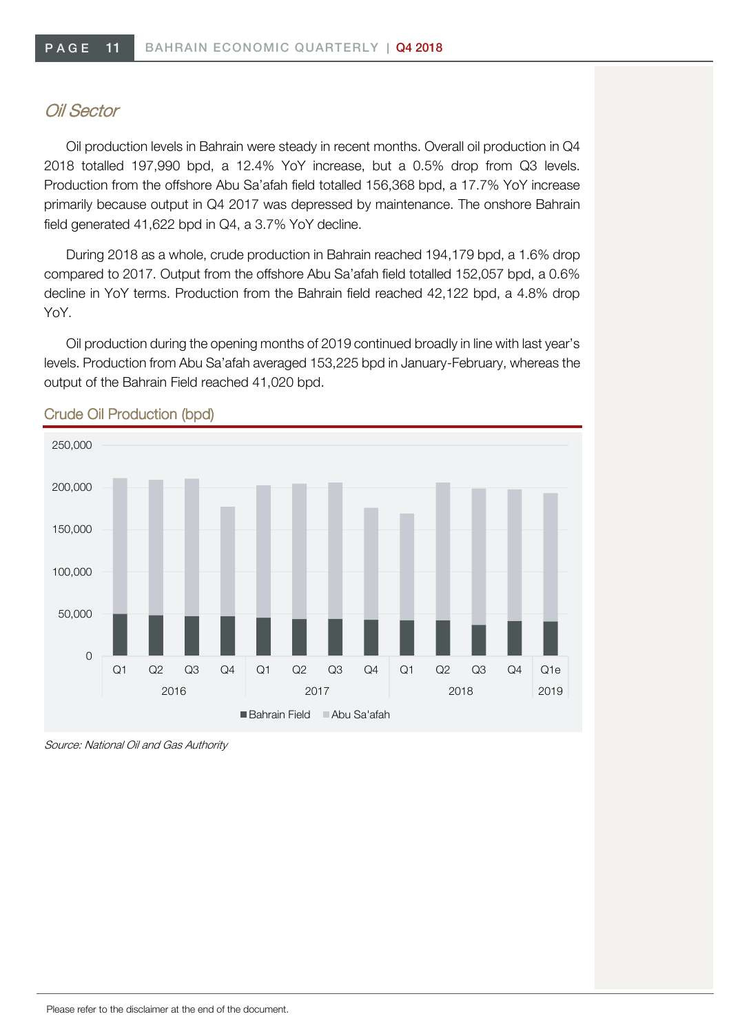## *Oil Sector*

Oil production levels in Bahrain were steady in recent months. Overall oil production in Q4 2018 totalled 197,990 bpd, a 12.4% YoY increase, but a 0.5% drop from Q3 levels. Production from the offshore Abu Sa'afah field totalled 156,368 bpd, a 17.7% YoY increase primarily because output in Q4 2017 was depressed by maintenance. The onshore Bahrain field generated 41,622 bpd in Q4, a 3.7% YoY decline.

During 2018 as a whole, crude production in Bahrain reached 194,179 bpd, a 1.6% drop compared to 2017. Output from the offshore Abu Sa'afah field totalled 152,057 bpd, a 0.6% decline in YoY terms. Production from the Bahrain field reached 42,122 bpd, a 4.8% drop YoY.

Oil production during the opening months of 2019 continued broadly in line with last year's levels. Production from Abu Sa'afah averaged 153,225 bpd in January-February, whereas the output of the Bahrain Field reached 41,020 bpd.

### Crude Oil Production (bpd)

*Source: National Oil and Gas Authority*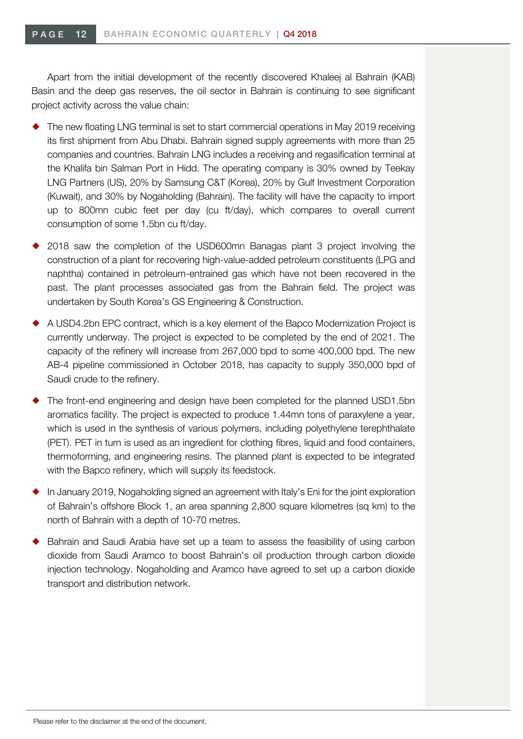Apart from the initial development of the recently discovered Khaleej al Bahrain (KAB) Basin and the deep gas reserves, the oil sector in Bahrain is continuing to see significant project activity across the value chain:

- The new floating LNG terminal is set to start commercial operations in May 2019 receiving its first shipment from Abu Dhabi. Bahrain signed supply agreements with more than 25 companies and countries. Bahrain LNG includes a receiving and regasification terminal at the Khalifa bin Salman Port in Hidd. The operating company is 30% owned by Teekay LNG Partners (US), 20% by Samsung C&T (Korea), 20% by Gulf Investment Corporation (Kuwait), and 30% by Nogaholding (Bahrain). The facility will have the capacity to import up to 800mn cubic feet per day (cu ft/day), which compares to overall current consumption of some 1.5bn cu ft/day.
- 2018 saw the completion of the USD600mn Banagas plant 3 project involving the construction of a plant for recovering high-value-added petroleum constituents (LPG and naphtha) contained in petroleum-entrained gas which have not been recovered in the past. The plant processes associated gas from the Bahrain field. The project was undertaken by South Korea's GS Engineering & Construction.
- A USD4.2bn EPC contract, which is a key element of the Bapco Modernization Project is currently underway. The project is expected to be completed by the end of 2021. The capacity of the refinery will increase from 267,000 bpd to some 400,000 bpd. The new AB-4 pipeline commissioned in October 2018, has capacity to supply 350,000 bpd of Saudi crude to the refinery.
- The front-end engineering and design have been completed for the planned USD1.5bn aromatics facility. The project is expected to produce 1.44mn tons of paraxylene a year, which is used in the synthesis of various polymers, including polyethylene terephthalate (PET). PET in turn is used as an ingredient for clothing fibres, liquid and food containers, thermoforming, and engineering resins. The planned plant is expected to be integrated with the Bapco refinery, which will supply its feedstock.
- In January 2019, Nogaholding signed an agreement with Italy's Eni for the joint exploration of Bahrain's offshore Block 1, an area spanning 2,800 square kilometres (sq km) to the north of Bahrain with a depth of 10-70 metres.
- Bahrain and Saudi Arabia have set up a team to assess the feasibility of using carbon dioxide from Saudi Aramco to boost Bahrain's oil production through carbon dioxide injection technology. Nogaholding and Aramco have agreed to set up a carbon dioxide transport and distribution network.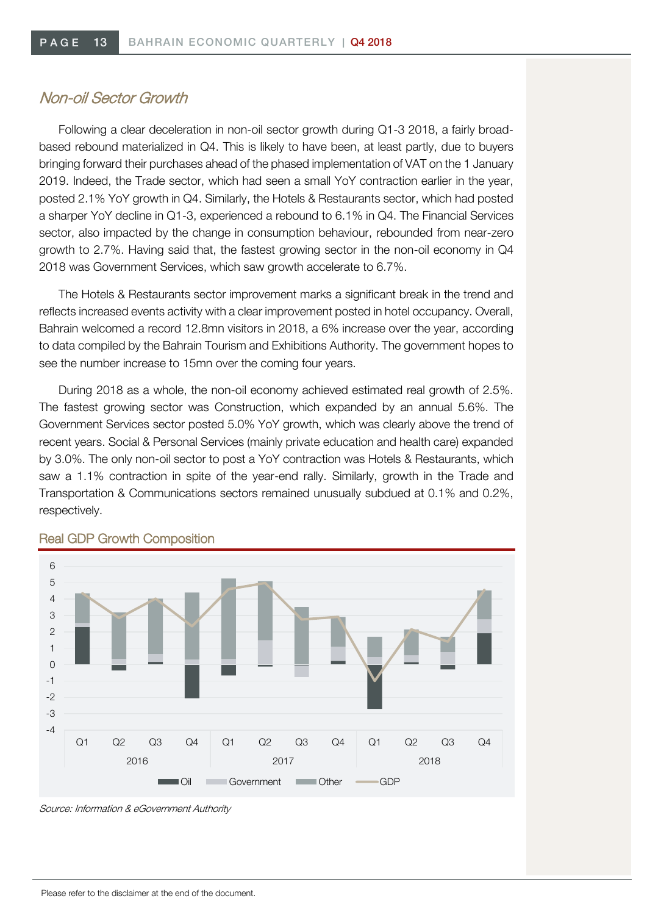## *Non-oil Sector Growth*

Following a clear deceleration in non-oil sector growth during Q1-3 2018, a fairly broad-based rebound materialized in Q4. This is likely to have been, at least partly, due to buyers bringing forward their purchases ahead of the phased implementation of VAT on the 1 January 2019. Indeed, the Trade sector, which had seen a small YoY contraction earlier in the year, posted 2.1% YoY growth in Q4. Similarly, the Hotels & Restaurants sector, which had posted a sharper YoY decline in Q1-3, experienced a rebound to 6.1% in Q4. The Financial Services sector, also impacted by the change in consumption behaviour, rebounded from near-zero growth to 2.7%. Having said that, the fastest growing sector in the non-oil economy in Q4 2018 was Government Services, which saw growth accelerate to 6.7%.

The Hotels & Restaurants sector improvement marks a significant break in the trend and reflects increased events activity with a clear improvement posted in hotel occupancy. Overall, Bahrain welcomed a record 12.8mn visitors in 2018, a 6% increase over the year, according to data compiled by the Bahrain Tourism and Exhibitions Authority. The government hopes to see the number increase to 15mn over the coming four years.

During 2018 as a whole, the non-oil economy achieved estimated real growth of 2.5%. The fastest growing sector was Construction, which expanded by an annual 5.6%. The Government Services sector posted 5.0% YoY growth, which was clearly above the trend of recent years. Social & Personal Services (mainly private education and health care) expanded by 3.0%. The only non-oil sector to post a YoY contraction was Hotels & Restaurants, which saw a 1.1% contraction in spite of the year-end rally. Similarly, growth in the Trade and Transportation & Communications sectors remained unusually subdued at 0.1% and 0.2%, respectively.

### Real GDP Growth Composition

*Source: Information & eGovernment Authority*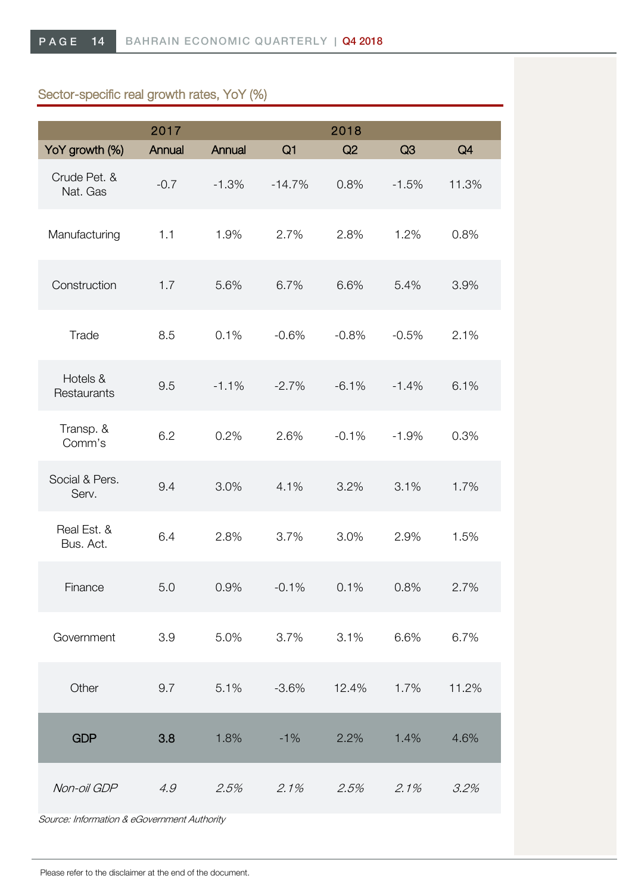### Sector-specific real growth rates, YoY (%)

| | 2017 | 2018 | | | | |
|---|---|---|---|---|---|---|
| YoY growth (%) | Annual | Annual | Q1 | Q2 | Q3 | Q4 |
| Crude Pet. & Nat. Gas | -0.7 | -1.3% | -14.7% | 0.8% | -1.5% | 11.3% |
| Manufacturing | 1.1 | 1.9% | 2.7% | 2.8% | 1.2% | 0.8% |
| Construction | 1.7 | 5.6% | 6.7% | 6.6% | 5.4% | 3.9% |
| Trade | 8.5 | 0.1% | -0.6% | -0.8% | -0.5% | 2.1% |
| Hotels & Restaurants | 9.5 | -1.1% | -2.7% | -6.1% | -1.4% | 6.1% |
| Transp. & Comm's | 6.2 | 0.2% | 2.6% | -0.1% | -1.9% | 0.3% |
| Social & Pers. Serv. | 9.4 | 3.0% | 4.1% | 3.2% | 3.1% | 1.7% |
| Real Est. & Bus. Act. | 6.4 | 2.8% | 3.7% | 3.0% | 2.9% | 1.5% |
| Finance | 5.0 | 0.9% | -0.1% | 0.1% | 0.8% | 2.7% |
| Government | 3.9 | 5.0% | 3.7% | 3.1% | 6.6% | 6.7% |
| Other | 9.7 | 5.1% | -3.6% | 12.4% | 1.7% | 11.2% |
| **GDP** | **3.8** | 1.8% | -1% | 2.2% | 1.4% | 4.6% |
| *Non-oil GDP* | *4.9* | *2.5%* | *2.1%* | *2.5%* | *2.1%* | *3.2%* |

*Source: Information & eGovernment Authority*

Please refer to the disclaimer at the end of the document.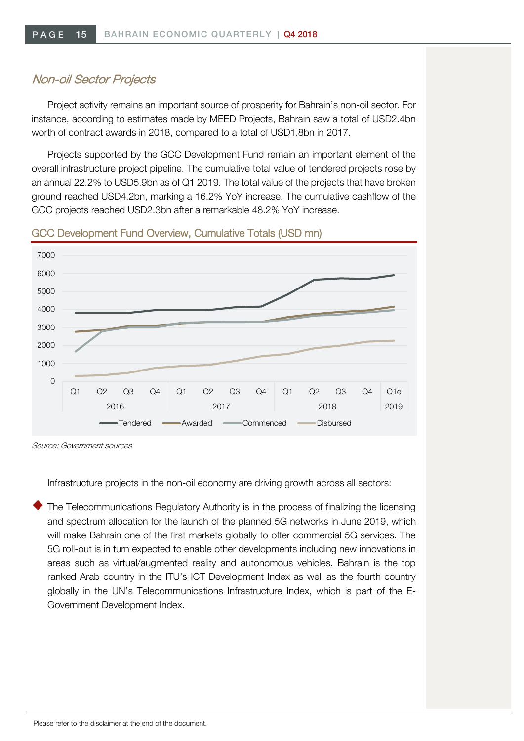## *Non-oil Sector Projects*

Project activity remains an important source of prosperity for Bahrain's non-oil sector. For instance, according to estimates made by MEED Projects, Bahrain saw a total of USD2.4bn worth of contract awards in 2018, compared to a total of USD1.8bn in 2017.

Projects supported by the GCC Development Fund remain an important element of the overall infrastructure project pipeline. The cumulative total value of tendered projects rose by an annual 22.2% to USD5.9bn as of Q1 2019. The total value of the projects that have broken ground reached USD4.2bn, marking a 16.2% YoY increase. The cumulative cashflow of the GCC projects reached USD2.3bn after a remarkable 48.2% YoY increase.

GCC Development Fund Overview, Cumulative Totals (USD mn)

Source: Government sources

Infrastructure projects in the non-oil economy are driving growth across all sectors:

- The Telecommunications Regulatory Authority is in the process of finalizing the licensing and spectrum allocation for the launch of the planned 5G networks in June 2019, which will make Bahrain one of the first markets globally to offer commercial 5G services. The 5G roll-out is in turn expected to enable other developments including new innovations in areas such as virtual/augmented reality and autonomous vehicles. Bahrain is the top ranked Arab country in the ITU's ICT Development Index as well as the fourth country globally in the UN's Telecommunications Infrastructure Index, which is part of the E-Government Development Index.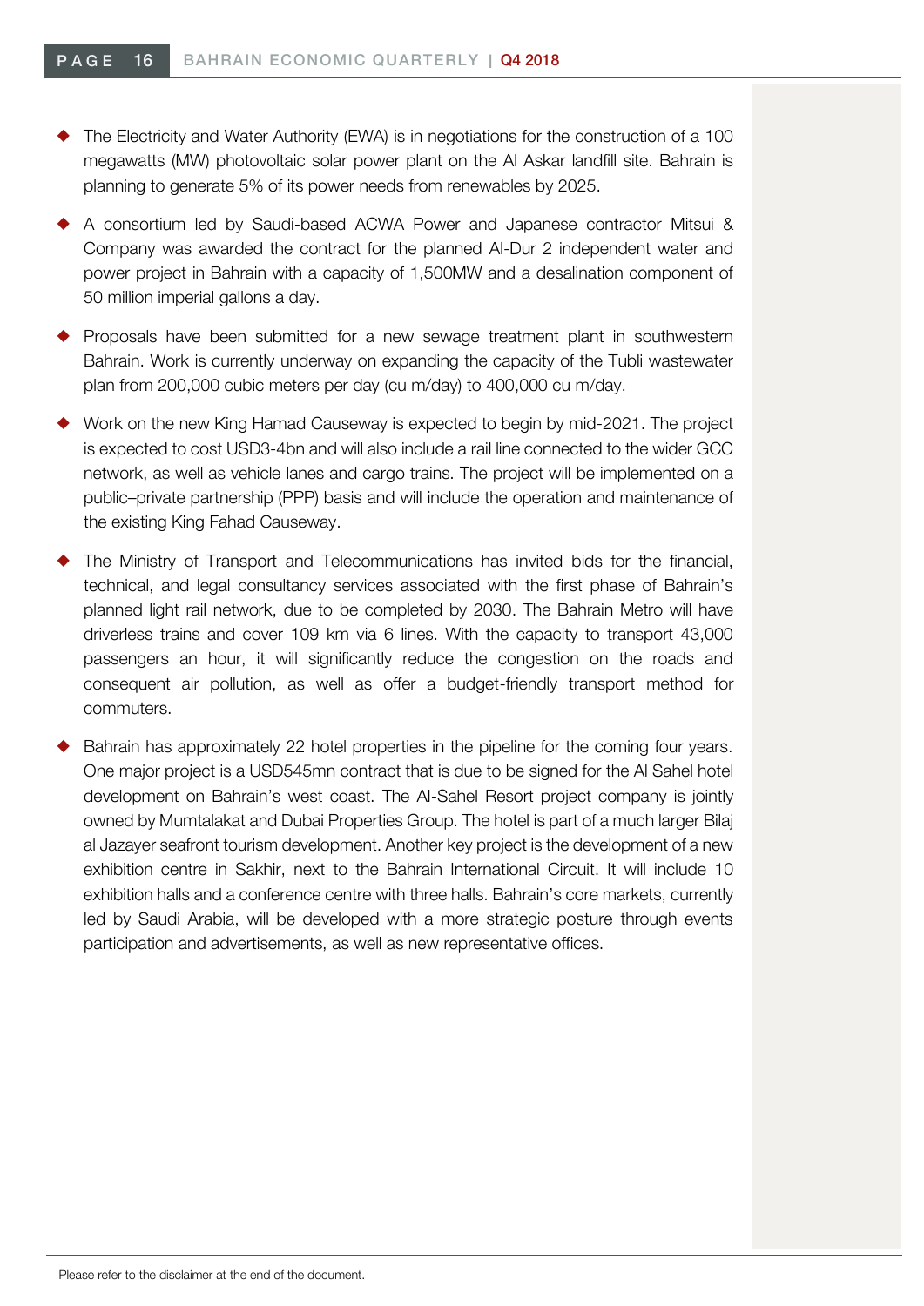- The Electricity and Water Authority (EWA) is in negotiations for the construction of a 100 megawatts (MW) photovoltaic solar power plant on the Al Askar landfill site. Bahrain is planning to generate 5% of its power needs from renewables by 2025.

- A consortium led by Saudi-based ACWA Power and Japanese contractor Mitsui & Company was awarded the contract for the planned Al-Dur 2 independent water and power project in Bahrain with a capacity of 1,500MW and a desalination component of 50 million imperial gallons a day.

- Proposals have been submitted for a new sewage treatment plant in southwestern Bahrain. Work is currently underway on expanding the capacity of the Tubli wastewater plan from 200,000 cubic meters per day (cu m/day) to 400,000 cu m/day.

- Work on the new King Hamad Causeway is expected to begin by mid-2021. The project is expected to cost USD3-4bn and will also include a rail line connected to the wider GCC network, as well as vehicle lanes and cargo trains. The project will be implemented on a public–private partnership (PPP) basis and will include the operation and maintenance of the existing King Fahad Causeway.

- The Ministry of Transport and Telecommunications has invited bids for the financial, technical, and legal consultancy services associated with the first phase of Bahrain's planned light rail network, due to be completed by 2030. The Bahrain Metro will have driverless trains and cover 109 km via 6 lines. With the capacity to transport 43,000 passengers an hour, it will significantly reduce the congestion on the roads and consequent air pollution, as well as offer a budget-friendly transport method for commuters.

- Bahrain has approximately 22 hotel properties in the pipeline for the coming four years. One major project is a USD545mn contract that is due to be signed for the Al Sahel hotel development on Bahrain's west coast. The Al-Sahel Resort project company is jointly owned by Mumtalakat and Dubai Properties Group. The hotel is part of a much larger Bilaj al Jazayer seafront tourism development. Another key project is the development of a new exhibition centre in Sakhir, next to the Bahrain International Circuit. It will include 10 exhibition halls and a conference centre with three halls. Bahrain's core markets, currently led by Saudi Arabia, will be developed with a more strategic posture through events participation and advertisements, as well as new representative offices.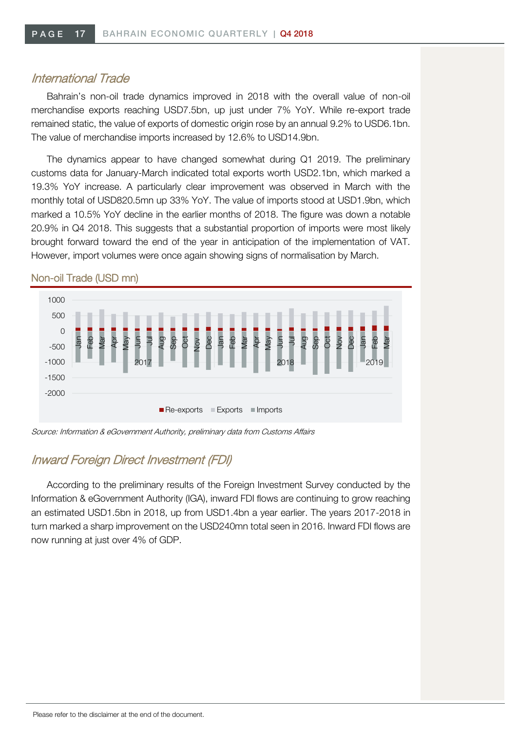## *International Trade*

Bahrain's non-oil trade dynamics improved in 2018 with the overall value of non-oil merchandise exports reaching USD7.5bn, up just under 7% YoY. While re-export trade remained static, the value of exports of domestic origin rose by an annual 9.2% to USD6.1bn. The value of merchandise imports increased by 12.6% to USD14.9bn.

The dynamics appear to have changed somewhat during Q1 2019. The preliminary customs data for January-March indicated total exports worth USD2.1bn, which marked a 19.3% YoY increase. A particularly clear improvement was observed in March with the monthly total of USD820.5mn up 33% YoY. The value of imports stood at USD1.9bn, which marked a 10.5% YoY decline in the earlier months of 2018. The figure was down a notable 20.9% in Q4 2018. This suggests that a substantial proportion of imports were most likely brought forward toward the end of the year in anticipation of the implementation of VAT. However, import volumes were once again showing signs of normalisation by March.

Non-oil Trade (USD mn)

*Source: Information & eGovernment Authority, preliminary data from Customs Affairs*

## *Inward Foreign Direct Investment (FDI)*

According to the preliminary results of the Foreign Investment Survey conducted by the Information & eGovernment Authority (IGA), inward FDI flows are continuing to grow reaching an estimated USD1.5bn in 2018, up from USD1.4bn a year earlier. The years 2017-2018 in turn marked a sharp improvement on the USD240mn total seen in 2016. Inward FDI flows are now running at just over 4% of GDP.

Please refer to the disclaimer at the end of the document.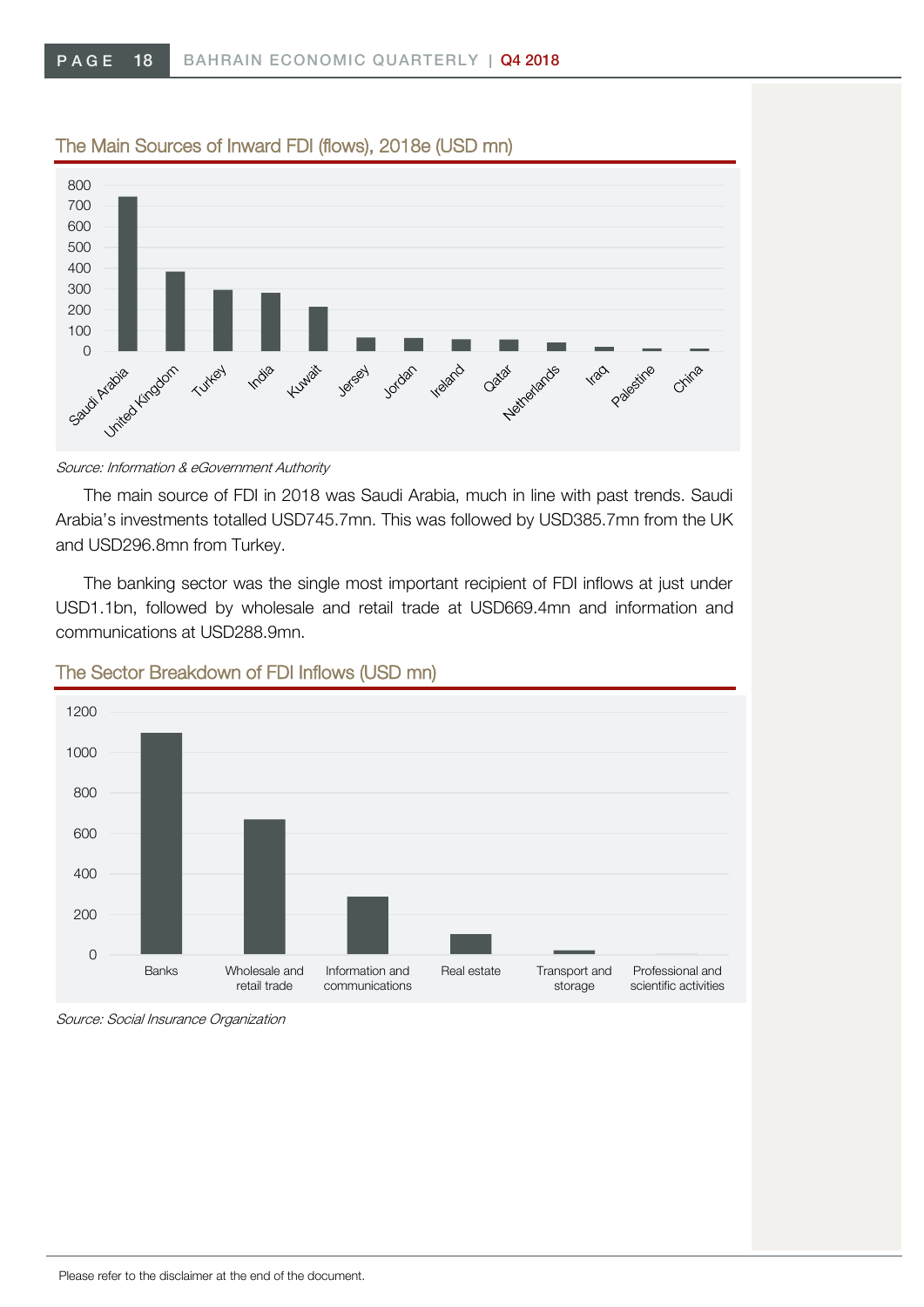### The Main Sources of Inward FDI (flows), 2018e (USD mn)

*Source: Information & eGovernment Authority*

The main source of FDI in 2018 was Saudi Arabia, much in line with past trends. Saudi Arabia's investments totalled USD745.7mn. This was followed by USD385.7mn from the UK and USD296.8mn from Turkey.

The banking sector was the single most important recipient of FDI inflows at just under USD1.1bn, followed by wholesale and retail trade at USD669.4mn and information and communications at USD288.9mn.

### The Sector Breakdown of FDI Inflows (USD mn)

*Source: Social Insurance Organization*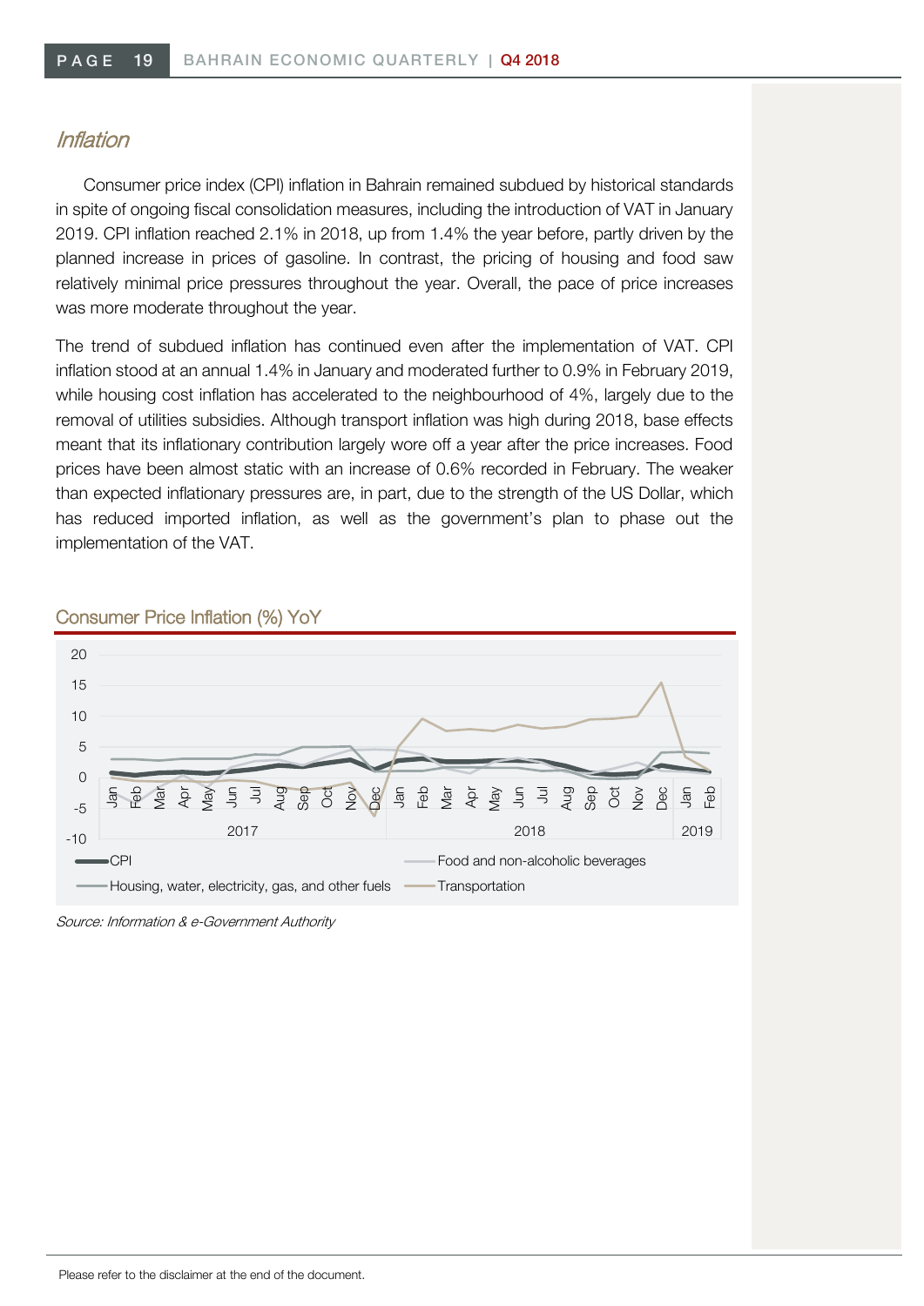## *Inflation*

Consumer price index (CPI) inflation in Bahrain remained subdued by historical standards in spite of ongoing fiscal consolidation measures, including the introduction of VAT in January 2019. CPI inflation reached 2.1% in 2018, up from 1.4% the year before, partly driven by the planned increase in prices of gasoline. In contrast, the pricing of housing and food saw relatively minimal price pressures throughout the year. Overall, the pace of price increases was more moderate throughout the year.

The trend of subdued inflation has continued even after the implementation of VAT. CPI inflation stood at an annual 1.4% in January and moderated further to 0.9% in February 2019, while housing cost inflation has accelerated to the neighbourhood of 4%, largely due to the removal of utilities subsidies. Although transport inflation was high during 2018, base effects meant that its inflationary contribution largely wore off a year after the price increases. Food prices have been almost static with an increase of 0.6% recorded in February. The weaker than expected inflationary pressures are, in part, due to the strength of the US Dollar, which has reduced imported inflation, as well as the government's plan to phase out the implementation of the VAT.

Consumer Price Inflation (%) YoY

Legend: CPI; Food and non-alcoholic beverages; Housing, water, electricity, gas, and other fuels; Transportation

*Source: Information & e-Government Authority*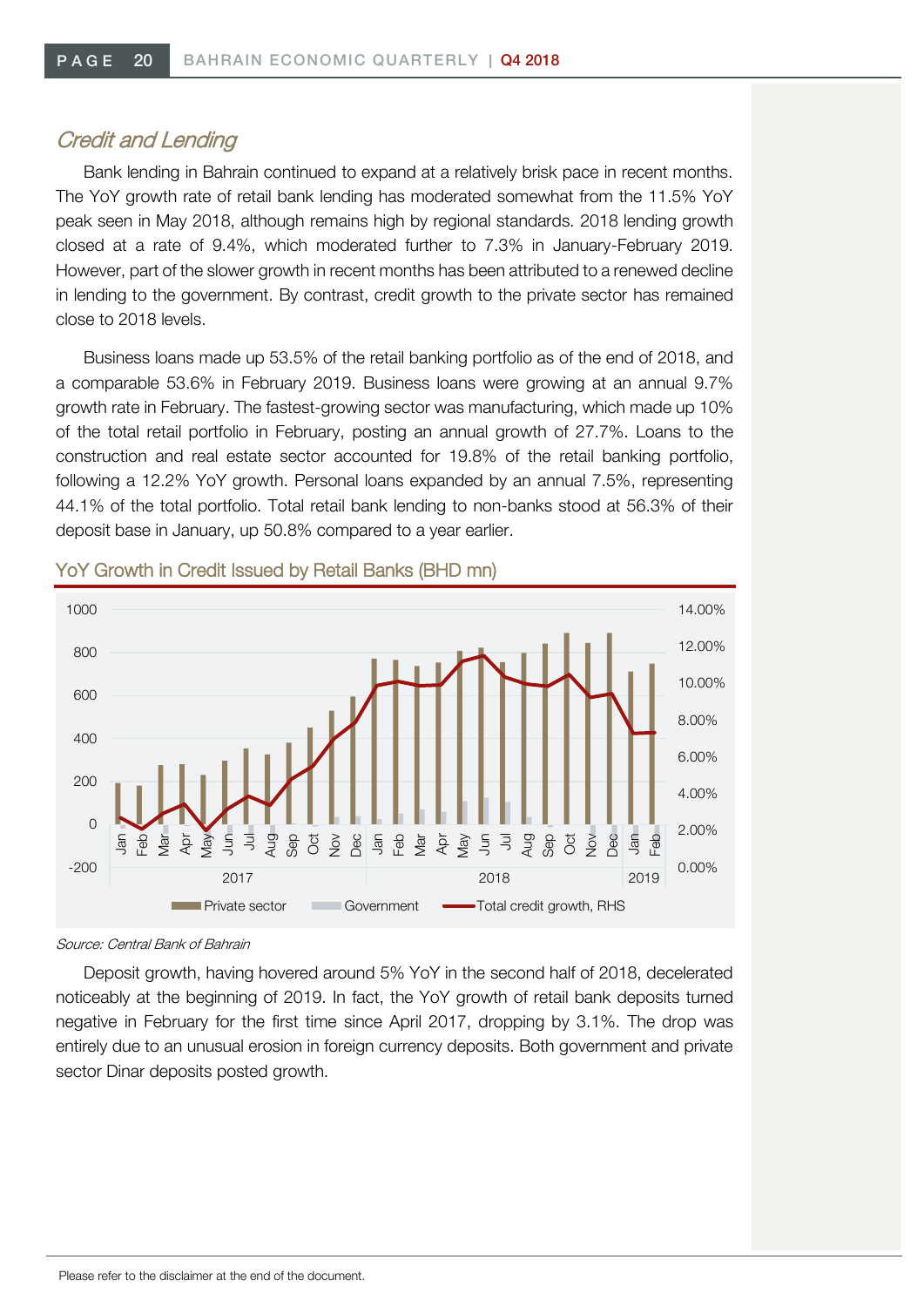## *Credit and Lending*

Bank lending in Bahrain continued to expand at a relatively brisk pace in recent months. The YoY growth rate of retail bank lending has moderated somewhat from the 11.5% YoY peak seen in May 2018, although remains high by regional standards. 2018 lending growth closed at a rate of 9.4%, which moderated further to 7.3% in January-February 2019. However, part of the slower growth in recent months has been attributed to a renewed decline in lending to the government. By contrast, credit growth to the private sector has remained close to 2018 levels.

Business loans made up 53.5% of the retail banking portfolio as of the end of 2018, and a comparable 53.6% in February 2019. Business loans were growing at an annual 9.7% growth rate in February. The fastest-growing sector was manufacturing, which made up 10% of the total retail portfolio in February, posting an annual growth of 27.7%. Loans to the construction and real estate sector accounted for 19.8% of the retail banking portfolio, following a 12.2% YoY growth. Personal loans expanded by an annual 7.5%, representing 44.1% of the total portfolio. Total retail bank lending to non-banks stood at 56.3% of their deposit base in January, up 50.8% compared to a year earlier.

### YoY Growth in Credit Issued by Retail Banks (BHD mn)

*Source: Central Bank of Bahrain*

Deposit growth, having hovered around 5% YoY in the second half of 2018, decelerated noticeably at the beginning of 2019. In fact, the YoY growth of retail bank deposits turned negative in February for the first time since April 2017, dropping by 3.1%. The drop was entirely due to an unusual erosion in foreign currency deposits. Both government and private sector Dinar deposits posted growth.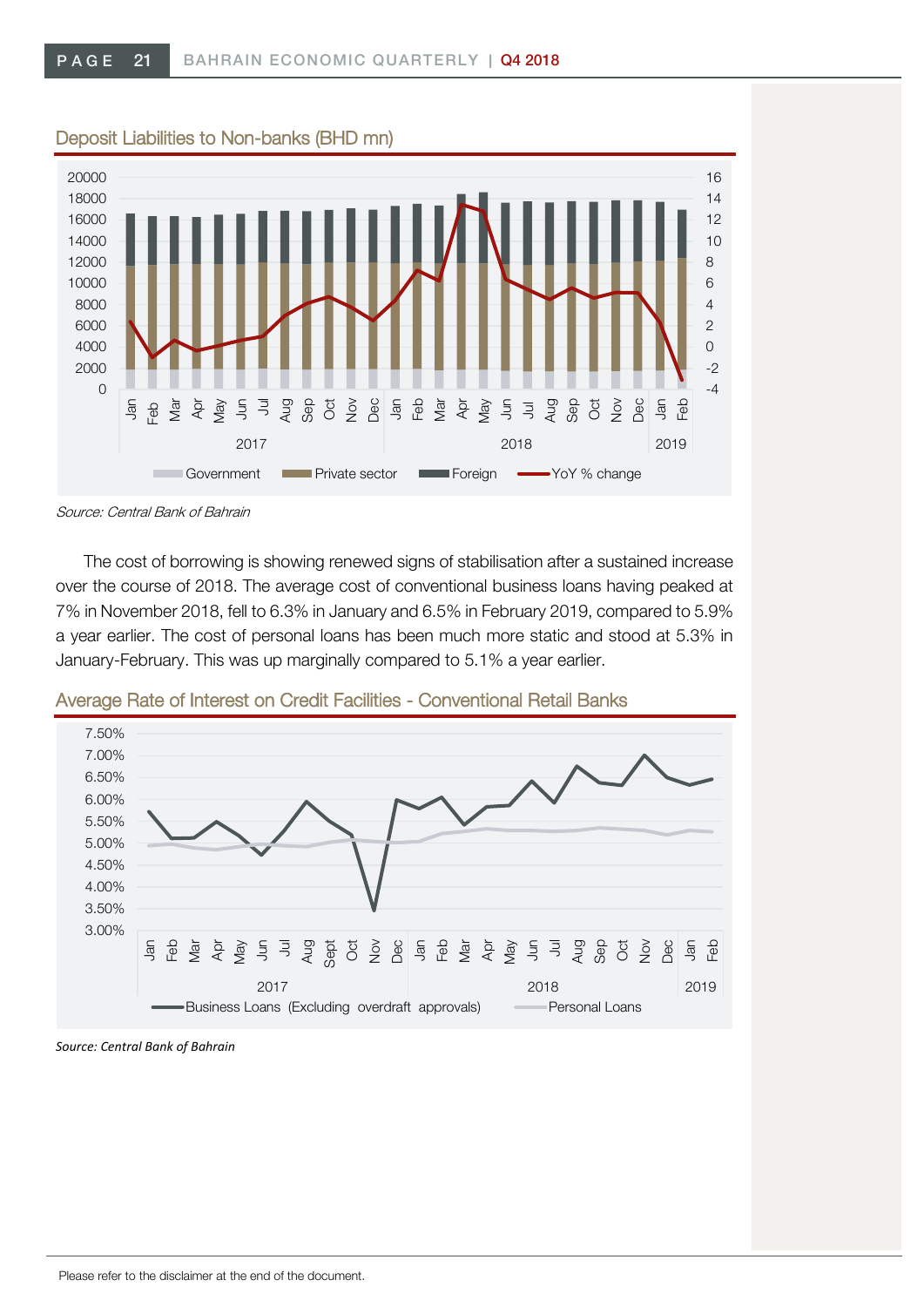Deposit Liabilities to Non-banks (BHD mn)

*Source: Central Bank of Bahrain*

The cost of borrowing is showing renewed signs of stabilisation after a sustained increase over the course of 2018. The average cost of conventional business loans having peaked at 7% in November 2018, fell to 6.3% in January and 6.5% in February 2019, compared to 5.9% a year earlier. The cost of personal loans has been much more static and stood at 5.3% in January-February. This was up marginally compared to 5.1% a year earlier.

Average Rate of Interest on Credit Facilities - Conventional Retail Banks

*Source: Central Bank of Bahrain*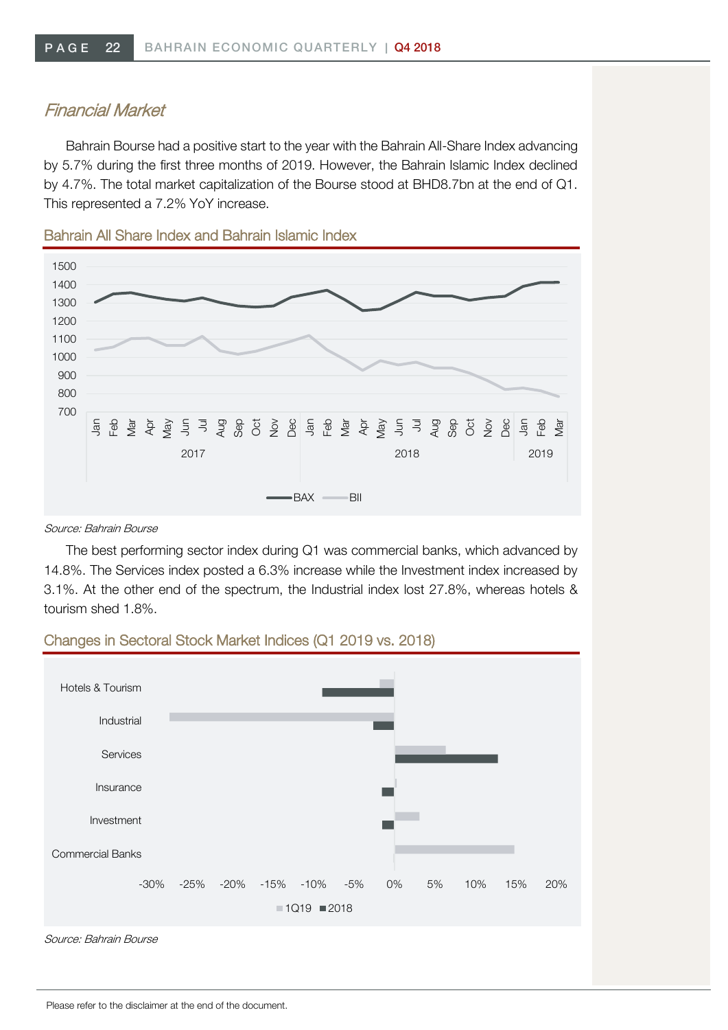## *Financial Market*

Bahrain Bourse had a positive start to the year with the Bahrain All-Share Index advancing by 5.7% during the first three months of 2019. However, the Bahrain Islamic Index declined by 4.7%. The total market capitalization of the Bourse stood at BHD8.7bn at the end of Q1. This represented a 7.2% YoY increase.

### Bahrain All Share Index and Bahrain Islamic Index

*Source: Bahrain Bourse*

The best performing sector index during Q1 was commercial banks, which advanced by 14.8%. The Services index posted a 6.3% increase while the Investment index increased by 3.1%. At the other end of the spectrum, the Industrial index lost 27.8%, whereas hotels & tourism shed 1.8%.

### Changes in Sectoral Stock Market Indices (Q1 2019 vs. 2018)

*Source: Bahrain Bourse*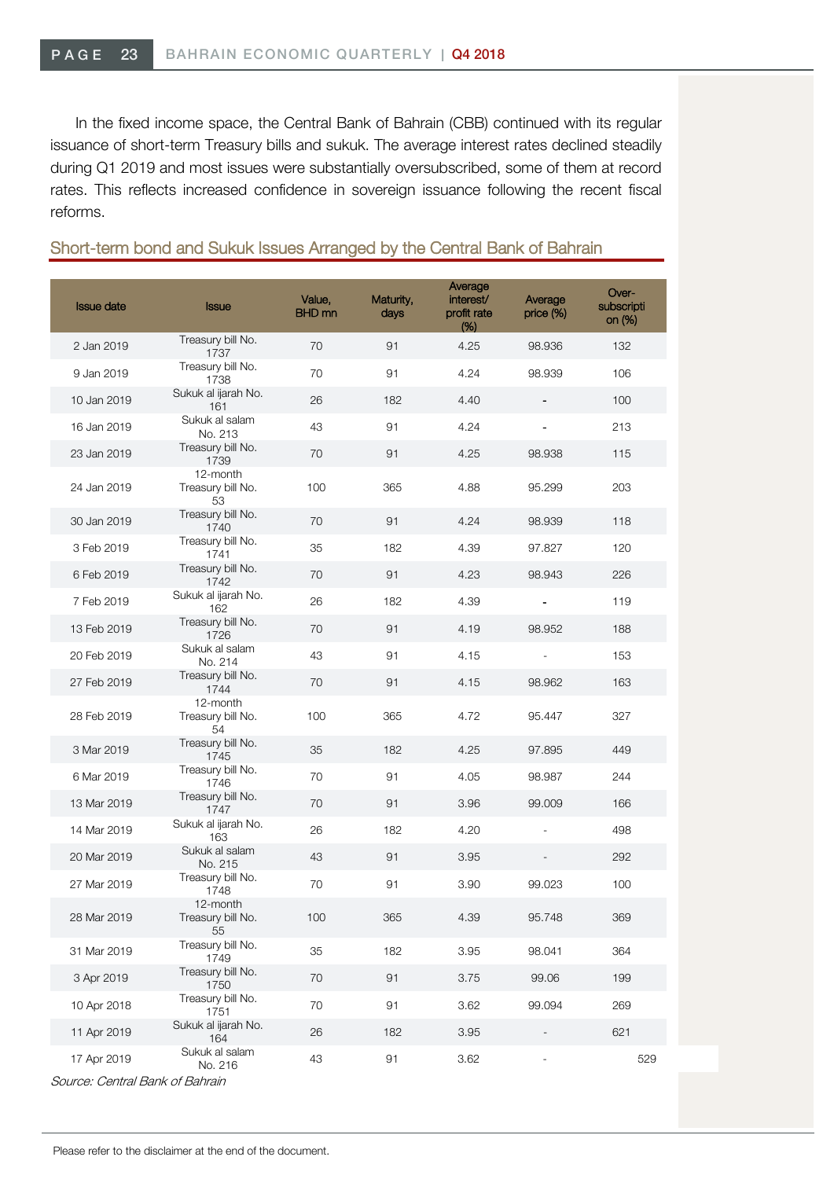In the fixed income space, the Central Bank of Bahrain (CBB) continued with its regular issuance of short-term Treasury bills and sukuk. The average interest rates declined steadily during Q1 2019 and most issues were substantially oversubscribed, some of them at record rates. This reflects increased confidence in sovereign issuance following the recent fiscal reforms.

## Short-term bond and Sukuk Issues Arranged by the Central Bank of Bahrain

| Issue date | Issue | Value, BHD mn | Maturity, days | Average interest/ profit rate (%) | Average price (%) | Over-subscription (%) |
|---|---|---|---|---|---|---|
| 2 Jan 2019 | Treasury bill No. 1737 | 70 | 91 | 4.25 | 98.936 | 132 |
| 9 Jan 2019 | Treasury bill No. 1738 | 70 | 91 | 4.24 | 98.939 | 106 |
| 10 Jan 2019 | Sukuk al ijarah No. 161 | 26 | 182 | 4.40 | - | 100 |
| 16 Jan 2019 | Sukuk al salam No. 213 | 43 | 91 | 4.24 | - | 213 |
| 23 Jan 2019 | Treasury bill No. 1739 | 70 | 91 | 4.25 | 98.938 | 115 |
| 24 Jan 2019 | 12-month Treasury bill No. 53 | 100 | 365 | 4.88 | 95.299 | 203 |
| 30 Jan 2019 | Treasury bill No. 1740 | 70 | 91 | 4.24 | 98.939 | 118 |
| 3 Feb 2019 | Treasury bill No. 1741 | 35 | 182 | 4.39 | 97.827 | 120 |
| 6 Feb 2019 | Treasury bill No. 1742 | 70 | 91 | 4.23 | 98.943 | 226 |
| 7 Feb 2019 | Sukuk al ijarah No. 162 | 26 | 182 | 4.39 | - | 119 |
| 13 Feb 2019 | Treasury bill No. 1726 | 70 | 91 | 4.19 | 98.952 | 188 |
| 20 Feb 2019 | Sukuk al salam No. 214 | 43 | 91 | 4.15 | - | 153 |
| 27 Feb 2019 | Treasury bill No. 1744 | 70 | 91 | 4.15 | 98.962 | 163 |
| 28 Feb 2019 | 12-month Treasury bill No. 54 | 100 | 365 | 4.72 | 95.447 | 327 |
| 3 Mar 2019 | Treasury bill No. 1745 | 35 | 182 | 4.25 | 97.895 | 449 |
| 6 Mar 2019 | Treasury bill No. 1746 | 70 | 91 | 4.05 | 98.987 | 244 |
| 13 Mar 2019 | Treasury bill No. 1747 | 70 | 91 | 3.96 | 99.009 | 166 |
| 14 Mar 2019 | Sukuk al ijarah No. 163 | 26 | 182 | 4.20 | - | 498 |
| 20 Mar 2019 | Sukuk al salam No. 215 | 43 | 91 | 3.95 | - | 292 |
| 27 Mar 2019 | Treasury bill No. 1748 | 70 | 91 | 3.90 | 99.023 | 100 |
| 28 Mar 2019 | 12-month Treasury bill No. 55 | 100 | 365 | 4.39 | 95.748 | 369 |
| 31 Mar 2019 | Treasury bill No. 1749 | 35 | 182 | 3.95 | 98.041 | 364 |
| 3 Apr 2019 | Treasury bill No. 1750 | 70 | 91 | 3.75 | 99.06 | 199 |
| 10 Apr 2018 | Treasury bill No. 1751 | 70 | 91 | 3.62 | 99.094 | 269 |
| 11 Apr 2019 | Sukuk al ijarah No. 164 | 26 | 182 | 3.95 | - | 621 |
| 17 Apr 2019 | Sukuk al salam No. 216 | 43 | 91 | 3.62 | - | 529 |

*Source: Central Bank of Bahrain*

Please refer to the disclaimer at the end of the document.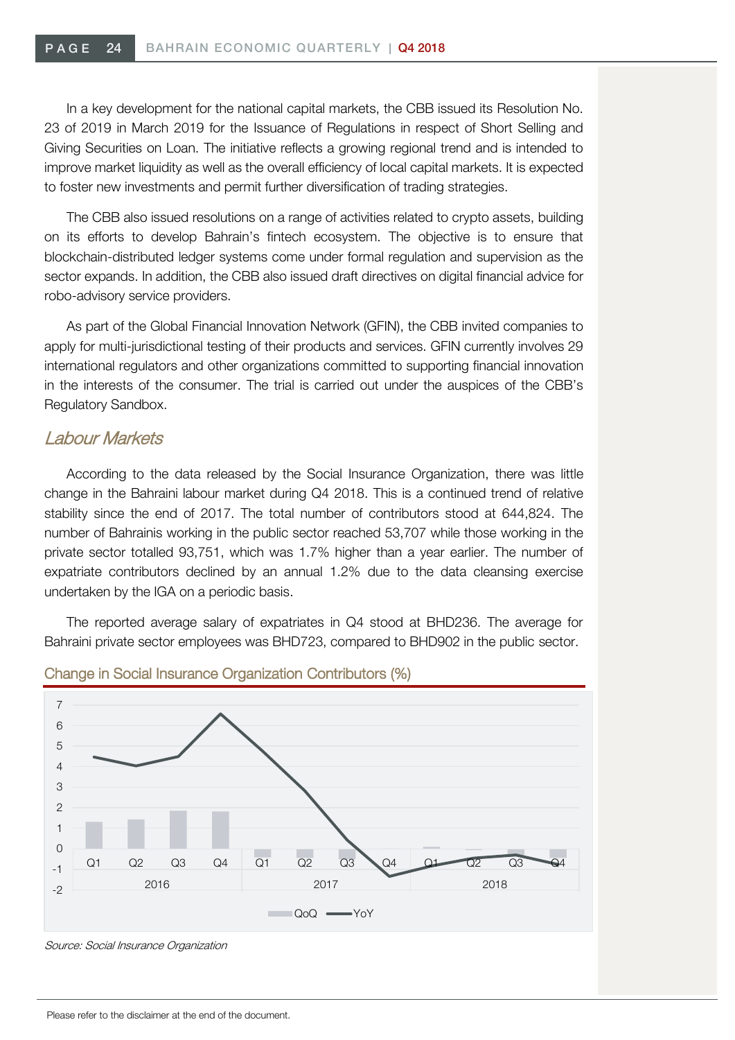In a key development for the national capital markets, the CBB issued its Resolution No. 23 of 2019 in March 2019 for the Issuance of Regulations in respect of Short Selling and Giving Securities on Loan. The initiative reflects a growing regional trend and is intended to improve market liquidity as well as the overall efficiency of local capital markets. It is expected to foster new investments and permit further diversification of trading strategies.

The CBB also issued resolutions on a range of activities related to crypto assets, building on its efforts to develop Bahrain's fintech ecosystem. The objective is to ensure that blockchain-distributed ledger systems come under formal regulation and supervision as the sector expands. In addition, the CBB also issued draft directives on digital financial advice for robo-advisory service providers.

As part of the Global Financial Innovation Network (GFIN), the CBB invited companies to apply for multi-jurisdictional testing of their products and services. GFIN currently involves 29 international regulators and other organizations committed to supporting financial innovation in the interests of the consumer. The trial is carried out under the auspices of the CBB's Regulatory Sandbox.

## *Labour Markets*

According to the data released by the Social Insurance Organization, there was little change in the Bahraini labour market during Q4 2018. This is a continued trend of relative stability since the end of 2017. The total number of contributors stood at 644,824. The number of Bahrainis working in the public sector reached 53,707 while those working in the private sector totalled 93,751, which was 1.7% higher than a year earlier. The number of expatriate contributors declined by an annual 1.2% due to the data cleansing exercise undertaken by the IGA on a periodic basis.

The reported average salary of expatriates in Q4 stood at BHD236. The average for Bahraini private sector employees was BHD723, compared to BHD902 in the public sector.

### Change in Social Insurance Organization Contributors (%)

*Source: Social Insurance Organization*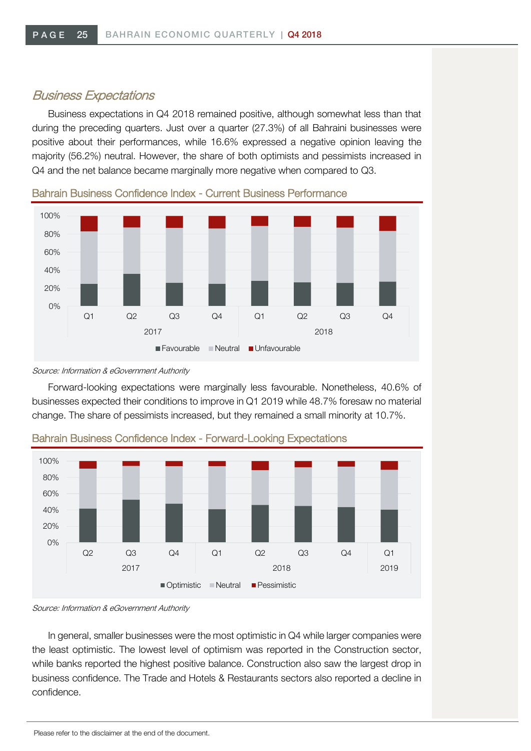## *Business Expectations*

Business expectations in Q4 2018 remained positive, although somewhat less than that during the preceding quarters. Just over a quarter (27.3%) of all Bahraini businesses were positive about their performances, while 16.6% expressed a negative opinion leaving the majority (56.2%) neutral. However, the share of both optimists and pessimists increased in Q4 and the net balance became marginally more negative when compared to Q3.

### Bahrain Business Confidence Index - Current Business Performance

*Source: Information & eGovernment Authority*

Forward-looking expectations were marginally less favourable. Nonetheless, 40.6% of businesses expected their conditions to improve in Q1 2019 while 48.7% foresaw no material change. The share of pessimists increased, but they remained a small minority at 10.7%.

### Bahrain Business Confidence Index - Forward-Looking Expectations

*Source: Information & eGovernment Authority*

In general, smaller businesses were the most optimistic in Q4 while larger companies were the least optimistic. The lowest level of optimism was reported in the Construction sector, while banks reported the highest positive balance. Construction also saw the largest drop in business confidence. The Trade and Hotels & Restaurants sectors also reported a decline in confidence.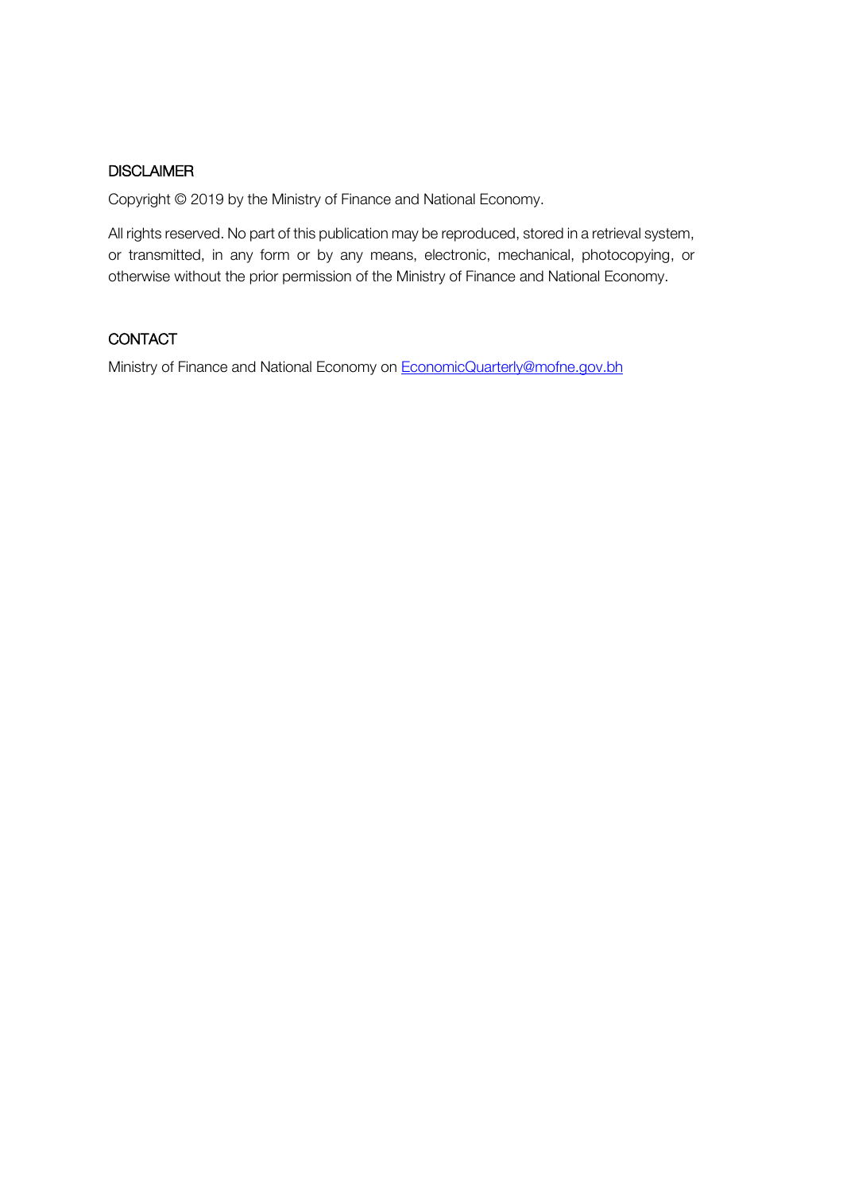## DISCLAIMER

Copyright © 2019 by the Ministry of Finance and National Economy.

All rights reserved. No part of this publication may be reproduced, stored in a retrieval system, or transmitted, in any form or by any means, electronic, mechanical, photocopying, or otherwise without the prior permission of the Ministry of Finance and National Economy.

## CONTACT

Ministry of Finance and National Economy on EconomicQuarterly@mofne.gov.bh